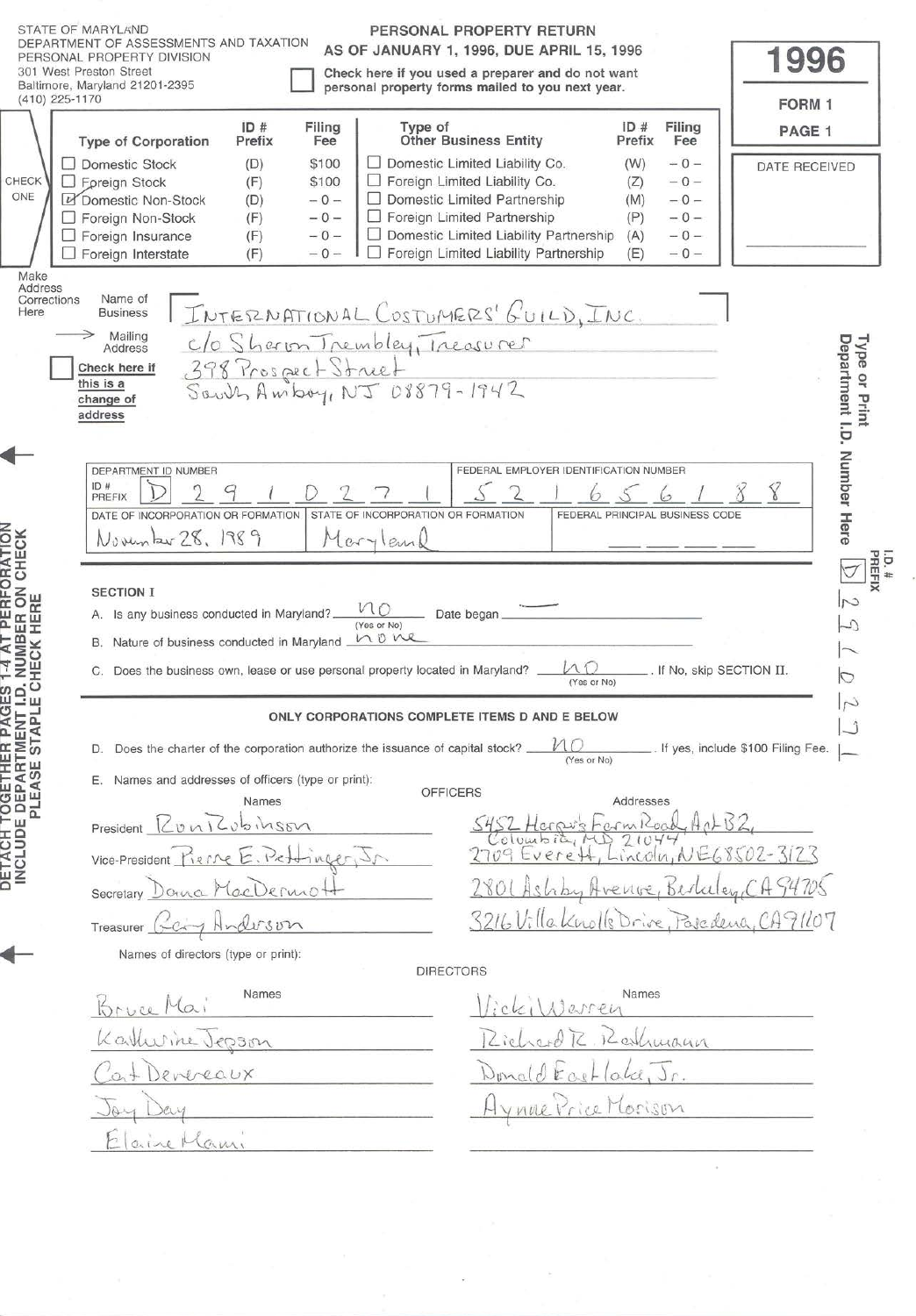STATE OF MARYLAND
DEPARTMENT OF ASSESSMENTS AND TAXATION
PERSONAL PROPERTY DIVISION
301 West Preston Street
Baltimore, Maryland 21201-2395
(410) 225-1170

# PERSONAL PROPERTY RETURN

**AS OF JANUARY 1, 1996, DUE APRIL 15, 1996**

☐ Check here if you used a preparer and do not want personal property forms mailed to you next year.

**1996**

**FORM 1**
**PAGE 1**

DATE RECEIVED

CHECK ONE

| Type of Corporation | ID # Prefix | Filing Fee | Type of Other Business Entity | ID # Prefix | Filing Fee |
|---|---|---|---|---|---|
| ☐ Domestic Stock | (D) | $100 | ☐ Domestic Limited Liability Co. | (W) | – 0 – |
| ☐ Foreign Stock | (F) | $100 | ☐ Foreign Limited Liability Co. | (Z) | – 0 – |
| ☑ Domestic Non-Stock | (D) | – 0 – | ☐ Domestic Limited Partnership | (M) | – 0 – |
| ☐ Foreign Non-Stock | (F) | – 0 – | ☐ Foreign Limited Partnership | (P) | – 0 – |
| ☐ Foreign Insurance | (F) | – 0 – | ☐ Domestic Limited Liability Partnership | (A) | – 0 – |
| ☐ Foreign Interstate | (F) | – 0 – | ☐ Foreign Limited Liability Partnership | (E) | – 0 – |

Make Address Corrections Here

Name of Business: INTERNATIONAL COSTUMERS' GUILD, INC.

Mailing Address: c/o Sharon Trembley, Treasurer
398 Prospect Street
South Amboy, NJ 08879-1942

☐ Check here if this is a change of address

Type or Print Department I.D. Number Here — I.D. # PREFIX D 2 9 1 D 2 7 1

| DEPARTMENT ID NUMBER | FEDERAL EMPLOYER IDENTIFICATION NUMBER |
|---|---|
| ID # PREFIX D 2 9 1 D 2 7 1 | 5 2 1 6 5 6 1 8 8 |

| DATE OF INCORPORATION OR FORMATION | STATE OF INCORPORATION OR FORMATION | FEDERAL PRINCIPAL BUSINESS CODE |
|---|---|---|
| November 28, 1989 | Maryland | |

DETACH TOGETHER PAGES 1-4 AT PERFORATION
INCLUDE DEPARTMENT I.D. NUMBER ON CHECK
PLEASE STAPLE CHECK HERE

## SECTION I

A. Is any business conducted in Maryland? no (Yes or No) Date began —

B. Nature of business conducted in Maryland none

C. Does the business own, lease or use personal property located in Maryland? no (Yes or No). If No, skip SECTION II.

**ONLY CORPORATIONS COMPLETE ITEMS D AND E BELOW**

D. Does the charter of the corporation authorize the issuance of capital stock? no (Yes or No). If yes, include $100 Filing Fee.

E. Names and addresses of officers (type or print):

**OFFICERS**

| | Names | Addresses |
|---|---|---|
| President | Ron Robinson | 5452 Harper's Farm Road, Apt B2, Columbia, MD 21044 |
| Vice-President | Pierre E. Pettinger, Jr. | 2709 Everett, Lincoln, NE 68502-3123 |
| Secretary | Dana MacDermott | 2801 Ashby Avenue, Berkeley, CA 94705 |
| Treasurer | Gary Anderson | 3216 Villa Knolls Drive, Pasadena, CA 91107 |

Names of directors (type or print):

**DIRECTORS**

| Names | Names |
|---|---|
| Bruce Mai | Vicki Warren |
| Katherine Jepson | Richard R. Rothmann |
| Cat Devereaux | Donald Eastlake, Jr. |
| Jay Day | Aynne Price Morison |
| Elaine Mami | |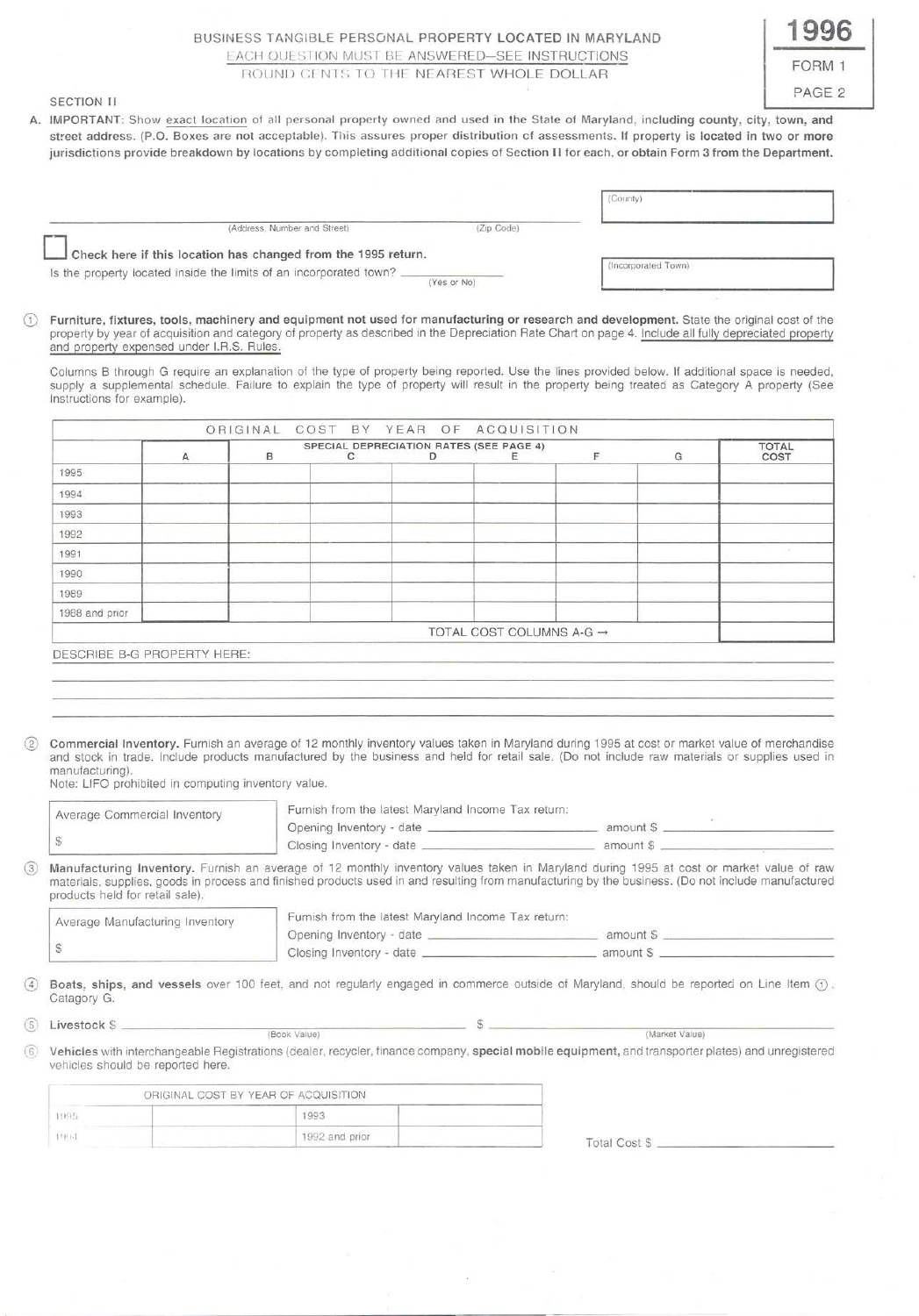# BUSINESS TANGIBLE PERSONAL PROPERTY LOCATED IN MARYLAND

EACH QUESTION MUST BE ANSWERED—SEE INSTRUCTIONS

ROUND CENTS TO THE NEAREST WHOLE DOLLAR

**1996**

FORM 1

PAGE 2

SECTION II

A. **IMPORTANT:** Show exact location of all personal property owned and used in the State of Maryland, including **county, city, town, and street address.** (P.O. Boxes are not acceptable). This assures proper distribution of assessments. **If property is located in two or more jurisdictions provide breakdown by locations by completing additional copies of Section II for each, or obtain Form 3 from the Department.**

_______________________________ (Address, Number and Street) _______________ (Zip Code)

(County) _______________

☐ **Check here if this location has changed from the 1995 return.**

Is the property located inside the limits of an incorporated town? _______________ (Yes or No)

(Incorporated Town) _______________

① **Furniture, fixtures, tools, machinery and equipment not used for manufacturing or research and development.** State the original cost of the property by year of acquisition and category of property as described in the Depreciation Rate Chart on page 4. Include all fully depreciated property and property expensed under I.R.S. Rules.

Columns B through G require an explanation of the type of property being reported. Use the lines provided below. If additional space is needed, supply a supplemental schedule. Failure to explain the type of property will result in the property being treated as Category A property (See instructions for example).

| ORIGINAL COST BY YEAR OF ACQUISITION | | | | | | | | |
|---|---|---|---|---|---|---|---|---|
| | | SPECIAL DEPRECIATION RATES (SEE PAGE 4) | | | | | | |
| | A | B | C | D | E | F | G | TOTAL COST |
| 1995 | | | | | | | | |
| 1994 | | | | | | | | |
| 1993 | | | | | | | | |
| 1992 | | | | | | | | |
| 1991 | | | | | | | | |
| 1990 | | | | | | | | |
| 1989 | | | | | | | | |
| 1988 and prior | | | | | | | | |
| | | | | TOTAL COST COLUMNS A-G → | | | | |

DESCRIBE B-G PROPERTY HERE: _______________________________

② **Commercial Inventory.** Furnish an average of 12 monthly inventory values taken in Maryland during 1995 at cost or market value of merchandise and stock in trade. Include products manufactured by the business and held for retail sale. (Do not include raw materials or supplies used in manufacturing).
Note: LIFO prohibited in computing inventory value.

Average Commercial Inventory
$

Furnish from the latest Maryland Income Tax return:
Opening Inventory - date _______________ amount $ _______________
Closing Inventory - date _______________ amount $ _______________

③ **Manufacturing Inventory.** Furnish an average of 12 monthly inventory values taken in Maryland during 1995 at cost or market value of raw materials, supplies, goods in process and finished products used in and resulting from manufacturing by the business. (Do not include manufactured products held for retail sale).

Average Manufacturing Inventory
$

Furnish from the latest Maryland Income Tax return:
Opening Inventory - date _______________ amount $ _______________
Closing Inventory - date _______________ amount $ _______________

④ **Boats, ships, and vessels** over 100 feet, and not regularly engaged in commerce outside of Maryland, should be reported on Line Item ①, Catagory G.

⑤ **Livestock** $ _______________ (Book Value) $ _______________ (Market Value)

⑥ **Vehicles** with interchangeable Registrations (dealer, recycler, finance company, **special mobile equipment,** and transporter plates) and unregistered vehicles should be reported here.

| ORIGINAL COST BY YEAR OF ACQUISITION | | | |
|---|---|---|---|
| 1995 | | 1993 | |
| 1994 | | 1992 and prior | |

Total Cost $ _______________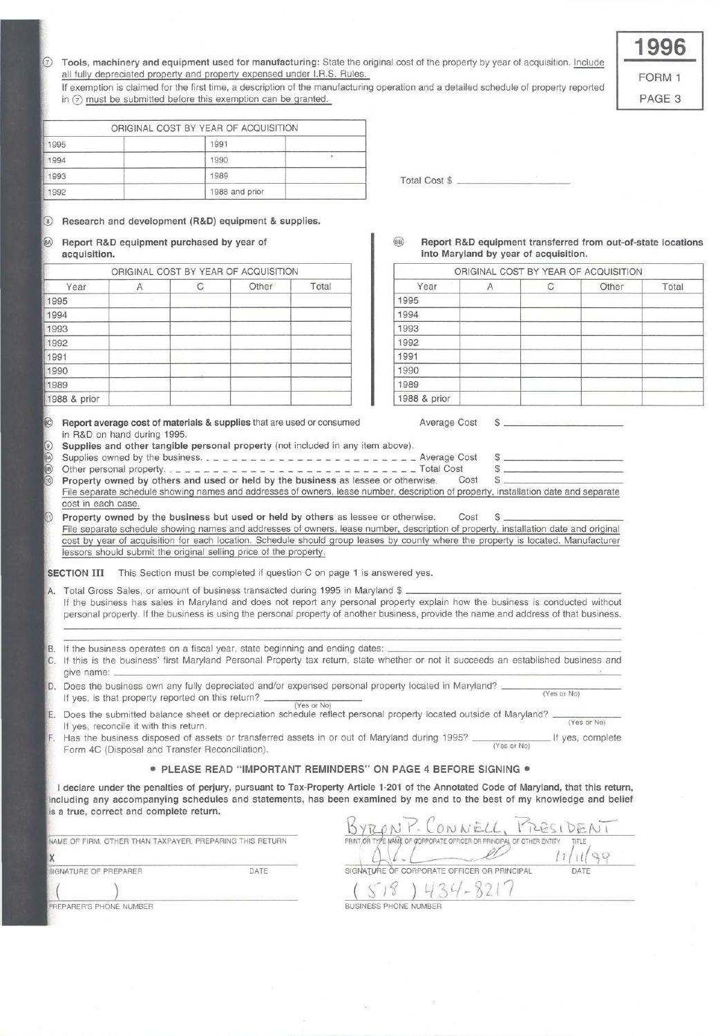**1996**
**FORM 1**
**PAGE 3**

⑦ **Tools, machinery and equipment used for manufacturing:** State the original cost of the property by year of acquisition. Include all fully depreciated property and property expensed under I.R.S. Rules.
If exemption is claimed for the first time, a description of the manufacturing operation and a detailed schedule of property reported in ⑦ must be submitted before this exemption can be granted.

| ORIGINAL COST BY YEAR OF ACQUISITION | | | |
|---|---|---|---|
| 1995 | | 1991 | |
| 1994 | | 1990 | |
| 1993 | | 1989 | |
| 1992 | | 1988 and prior | |

Total Cost $ ____________

⑧ **Research and development (R&D) equipment & supplies.**

⑧A **Report R&D equipment purchased by year of acquisition.**

| ORIGINAL COST BY YEAR OF ACQUISITION | | | | |
|---|---|---|---|---|
| Year | A | C | Other | Total |
| 1995 | | | | |
| 1994 | | | | |
| 1993 | | | | |
| 1992 | | | | |
| 1991 | | | | |
| 1990 | | | | |
| 1989 | | | | |
| 1988 & prior | | | | |

⑧B **Report R&D equipment transferred from out-of-state locations into Maryland by year of acquisition.**

| ORIGINAL COST BY YEAR OF ACQUISITION | | | | |
|---|---|---|---|---|
| Year | A | C | Other | Total |
| 1995 | | | | |
| 1994 | | | | |
| 1993 | | | | |
| 1992 | | | | |
| 1991 | | | | |
| 1990 | | | | |
| 1989 | | | | |
| 1988 & prior | | | | |

⑧C **Report average cost of materials & supplies** that are used or consumed in R&D on hand during 1995. Average Cost $ ____________

⑨ **Supplies and other tangible personal property** (not included in any item above).

⑨A Supplies owned by the business. _ _ _ _ _ _ _ _ _ _ _ _ _ _ _ _ _ _ _ _ _ _ Average Cost $ ____________

⑨B Other personal property. _ _ _ _ _ _ _ _ _ _ _ _ _ _ _ _ _ _ _ _ _ _ _ _ _ Total Cost $ ____________

⑩ **Property owned by others and used or held by the business** as lessee or otherwise. Cost $ ____________
File separate schedule showing names and addresses of owners, lease number, description of property, installation date and separate cost in each case.

⑪ **Property owned by the business but used or held by others** as lessee or otherwise. Cost $ ____________
File separate schedule showing names and addresses of owners, lease number, description of property, installation date and original cost by year of acquisition for each location. Schedule should group leases by county where the property is located. Manufacturer lessors should submit the original selling price of the property.

**SECTION III** This Section must be completed if question C on page 1 is answered yes.

A. Total Gross Sales, or amount of business transacted during 1995 in Maryland $ ____________
If the business has sales in Maryland and does not report any personal property explain how the business is conducted without personal property. If the business is using the personal property of another business, provide the name and address of that business.

B. If the business operates on a fiscal year, state beginning and ending dates: ____________

C. If this is the business' first Maryland Personal Property tax return, state whether or not it succeeds an established business and give name: ____________

D. Does the business own any fully depreciated and/or expensed personal property located in Maryland? ________ (Yes or No)
If yes, is that property reported on this return? ________ (Yes or No)

E. Does the submitted balance sheet or depreciation schedule reflect personal property located outside of Maryland? ________ (Yes or No)
If yes, reconcile it with this return.

F. Has the business disposed of assets or transferred assets in or out of Maryland during 1995? ________ (Yes or No) If yes, complete Form 4C (Disposal and Transfer Reconciliation).

**• PLEASE READ "IMPORTANT REMINDERS" ON PAGE 4 BEFORE SIGNING •**

**I declare under the penalties of perjury, pursuant to Tax-Property Article 1-201 of the Annotated Code of Maryland, that this return, including any accompanying schedules and statements, has been examined by me and to the best of my knowledge and belief is a true, correct and complete return.**

____________
NAME OF FIRM, OTHER THAN TAXPAYER, PREPARING THIS RETURN

X ____________
SIGNATURE OF PREPARER DATE

( )
PREPARER'S PHONE NUMBER

BYRON P. CONNELL, PRESIDENT
PRINT OR TYPE NAME OF CORPORATE OFFICER OR PRINCIPAL OF OTHER ENTITY TITLE

[signature] 11/11/99
SIGNATURE OF CORPORATE OFFICER OR PRINCIPAL DATE

(518) 434-8217
BUSINESS PHONE NUMBER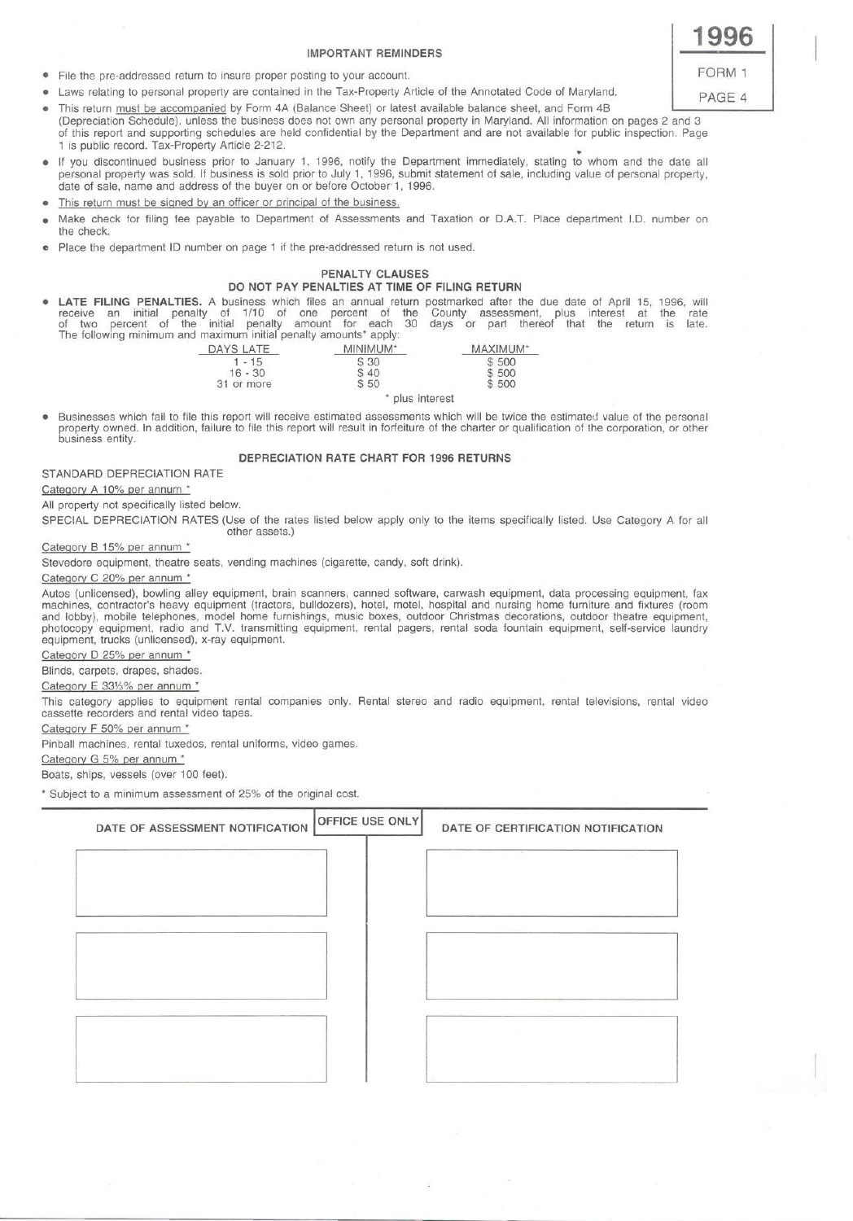**1996**

FORM 1

PAGE 4

## IMPORTANT REMINDERS

- File the pre-addressed return to insure proper posting to your account.
- Laws relating to personal property are contained in the Tax-Property Article of the Annotated Code of Maryland.
- This return must be accompanied by Form 4A (Balance Sheet) or latest available balance sheet, and Form 4B (Depreciation Schedule), unless the business does not own any personal property in Maryland. All information on pages 2 and 3 of this report and supporting schedules are held confidential by the Department and are not available for public inspection. Page 1 is public record. Tax-Property Article 2-212.
- If you discontinued business prior to January 1, 1996, notify the Department immediately, stating to whom and the date all personal property was sold. If business is sold prior to July 1, 1996, submit statement of sale, including value of personal property, date of sale, name and address of the buyer on or before October 1, 1996.
- This return must be signed by an officer or principal of the business.
- Make check for filing fee payable to Department of Assessments and Taxation or D.A.T. Place department I.D. number on the check.
- Place the department ID number on page 1 if the pre-addressed return is not used.

## PENALTY CLAUSES
### DO NOT PAY PENALTIES AT TIME OF FILING RETURN

- **LATE FILING PENALTIES.** A business which files an annual return postmarked after the due date of April 15, 1996, will receive an initial penalty of 1/10 of one percent of the County assessment, plus interest at the rate of two percent of the initial penalty amount for each 30 days or part thereof that the return is late. The following minimum and maximum initial penalty amounts* apply:

| DAYS LATE | MINIMUM* | MAXIMUM* |
|---|---|---|
| 1 - 15 | $ 30 | $ 500 |
| 16 - 30 | $ 40 | $ 500 |
| 31 or more | $ 50 | $ 500 |

\* plus interest

- Businesses which fail to file this report will receive estimated assessments which will be twice the estimated value of the personal property owned. In addition, failure to file this report will result in forfeiture of the charter or qualification of the corporation, or other business entity.

## DEPRECIATION RATE CHART FOR 1996 RETURNS

STANDARD DEPRECIATION RATE

Category A 10% per annum *

All property not specifically listed below.

SPECIAL DEPRECIATION RATES (Use of the rates listed below apply only to the items specifically listed. Use Category A for all other assets.)

Category B 15% per annum *

Stevedore equipment, theatre seats, vending machines (cigarette, candy, soft drink).

Category C 20% per annum *

Autos (unlicensed), bowling alley equipment, brain scanners, canned software, carwash equipment, data processing equipment, fax machines, contractor's heavy equipment (tractors, bulldozers), hotel, motel, hospital and nursing home furniture and fixtures (room and lobby), mobile telephones, model home furnishings, music boxes, outdoor Christmas decorations, outdoor theatre equipment, photocopy equipment, radio and T.V. transmitting equipment, rental pagers, rental soda fountain equipment, self-service laundry equipment, trucks (unlicensed), x-ray equipment.

Category D 25% per annum *

Blinds, carpets, drapes, shades.

Category E 33⅓% per annum *

This category applies to equipment rental companies only. Rental stereo and radio equipment, rental televisions, rental video cassette recorders and rental video tapes.

Category F 50% per annum *

Pinball machines, rental tuxedos, rental uniforms, video games.

Category G 5% per annum *

Boats, ships, vessels (over 100 feet).

\* Subject to a minimum assessment of 25% of the original cost.

| DATE OF ASSESSMENT NOTIFICATION | OFFICE USE ONLY | DATE OF CERTIFICATION NOTIFICATION |
|---|---|---|
| | | |
| | | |
| | | |